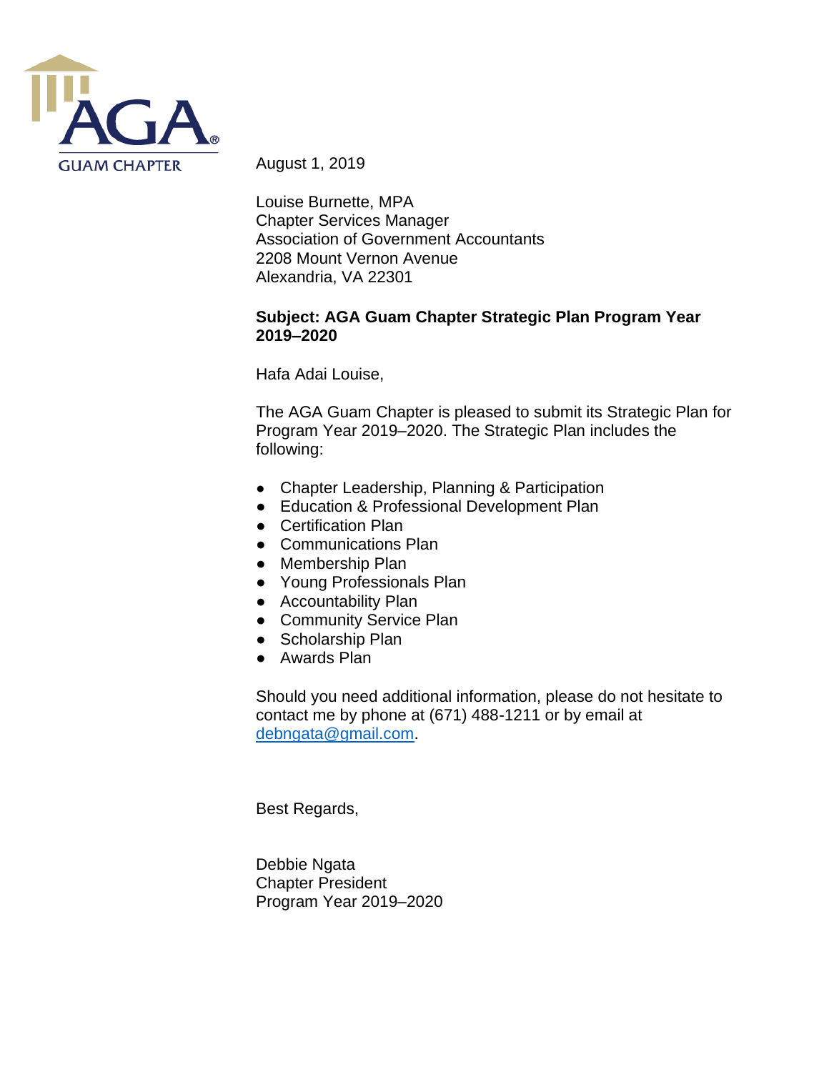AGA
GUAM CHAPTER

August 1, 2019

Louise Burnette, MPA
Chapter Services Manager
Association of Government Accountants
2208 Mount Vernon Avenue
Alexandria, VA 22301

**Subject: AGA Guam Chapter Strategic Plan Program Year 2019–2020**

Hafa Adai Louise,

The AGA Guam Chapter is pleased to submit its Strategic Plan for Program Year 2019–2020. The Strategic Plan includes the following:

- Chapter Leadership, Planning & Participation
- Education & Professional Development Plan
- Certification Plan
- Communications Plan
- Membership Plan
- Young Professionals Plan
- Accountability Plan
- Community Service Plan
- Scholarship Plan
- Awards Plan

Should you need additional information, please do not hesitate to contact me by phone at (671) 488-1211 or by email at debngata@gmail.com.

Best Regards,

Debbie Ngata
Chapter President
Program Year 2019–2020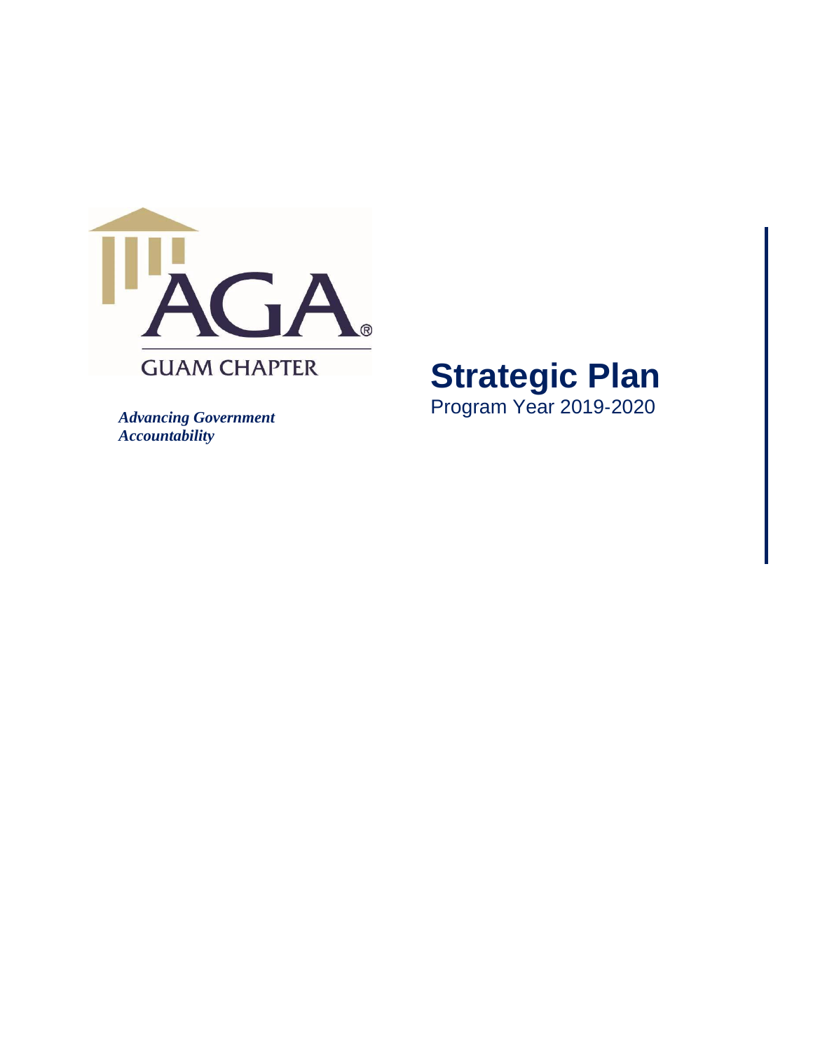GUAM CHAPTER

*Advancing Government Accountability*

# Strategic Plan

Program Year 2019-2020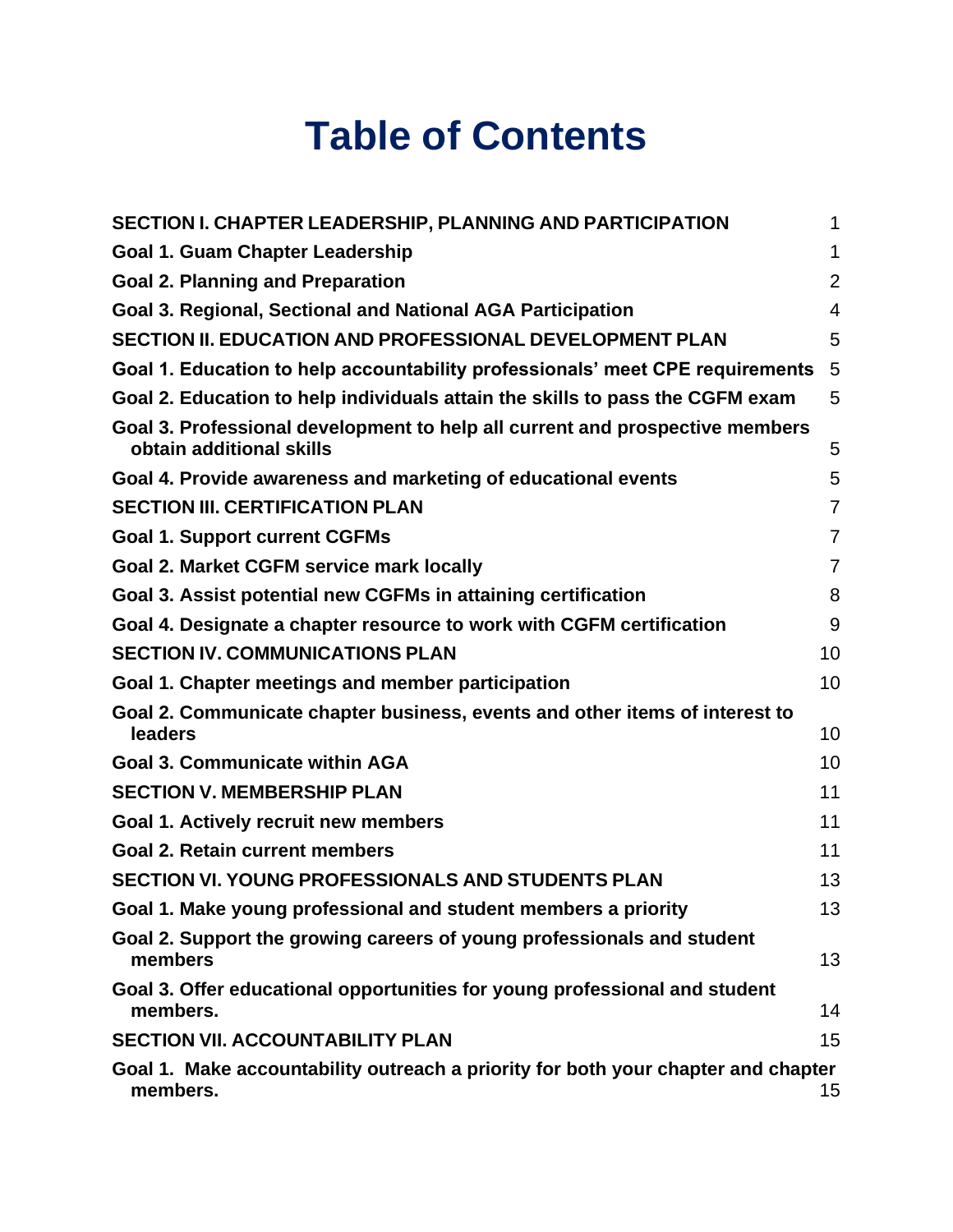# Table of Contents

| | |
|---|---|
| **SECTION I. CHAPTER LEADERSHIP, PLANNING AND PARTICIPATION** | 1 |
| **Goal 1. Guam Chapter Leadership** | 1 |
| **Goal 2. Planning and Preparation** | 2 |
| **Goal 3. Regional, Sectional and National AGA Participation** | 4 |
| **SECTION II. EDUCATION AND PROFESSIONAL DEVELOPMENT PLAN** | 5 |
| **Goal 1. Education to help accountability professionals' meet CPE requirements** | 5 |
| **Goal 2. Education to help individuals attain the skills to pass the CGFM exam** | 5 |
| **Goal 3. Professional development to help all current and prospective members obtain additional skills** | 5 |
| **Goal 4. Provide awareness and marketing of educational events** | 5 |
| **SECTION III. CERTIFICATION PLAN** | 7 |
| **Goal 1. Support current CGFMs** | 7 |
| **Goal 2. Market CGFM service mark locally** | 7 |
| **Goal 3. Assist potential new CGFMs in attaining certification** | 8 |
| **Goal 4. Designate a chapter resource to work with CGFM certification** | 9 |
| **SECTION IV. COMMUNICATIONS PLAN** | 10 |
| **Goal 1. Chapter meetings and member participation** | 10 |
| **Goal 2. Communicate chapter business, events and other items of interest to leaders** | 10 |
| **Goal 3. Communicate within AGA** | 10 |
| **SECTION V. MEMBERSHIP PLAN** | 11 |
| **Goal 1. Actively recruit new members** | 11 |
| **Goal 2. Retain current members** | 11 |
| **SECTION VI. YOUNG PROFESSIONALS AND STUDENTS PLAN** | 13 |
| **Goal 1. Make young professional and student members a priority** | 13 |
| **Goal 2. Support the growing careers of young professionals and student members** | 13 |
| **Goal 3. Offer educational opportunities for young professional and student members.** | 14 |
| **SECTION VII. ACCOUNTABILITY PLAN** | 15 |
| **Goal 1. Make accountability outreach a priority for both your chapter and chapter members.** | 15 |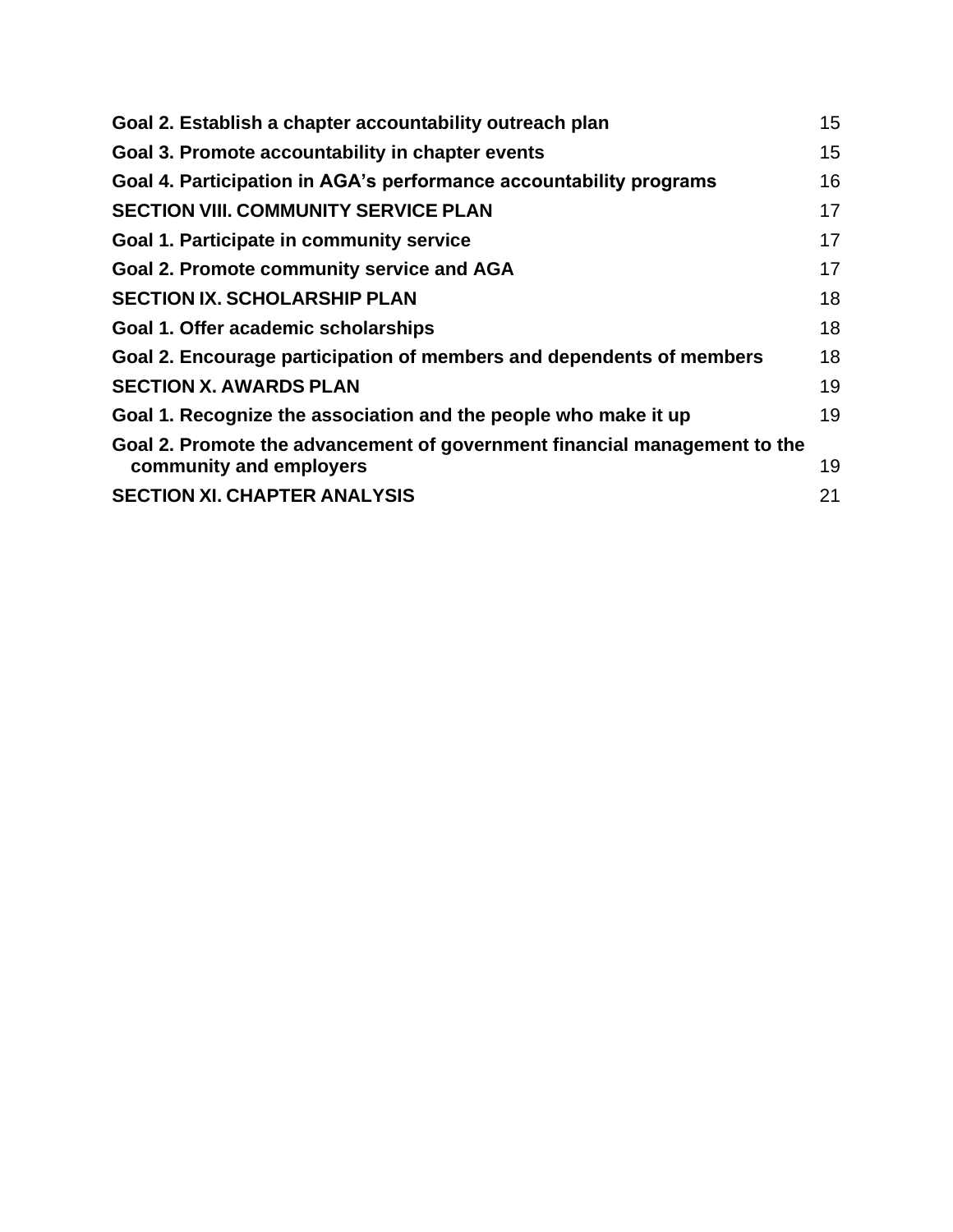| | |
|---|---|
| **Goal 2. Establish a chapter accountability outreach plan** | 15 |
| **Goal 3. Promote accountability in chapter events** | 15 |
| **Goal 4. Participation in AGA's performance accountability programs** | 16 |
| **SECTION VIII. COMMUNITY SERVICE PLAN** | 17 |
| **Goal 1. Participate in community service** | 17 |
| **Goal 2. Promote community service and AGA** | 17 |
| **SECTION IX. SCHOLARSHIP PLAN** | 18 |
| **Goal 1. Offer academic scholarships** | 18 |
| **Goal 2. Encourage participation of members and dependents of members** | 18 |
| **SECTION X. AWARDS PLAN** | 19 |
| **Goal 1. Recognize the association and the people who make it up** | 19 |
| **Goal 2. Promote the advancement of government financial management to the community and employers** | 19 |
| **SECTION XI. CHAPTER ANALYSIS** | 21 |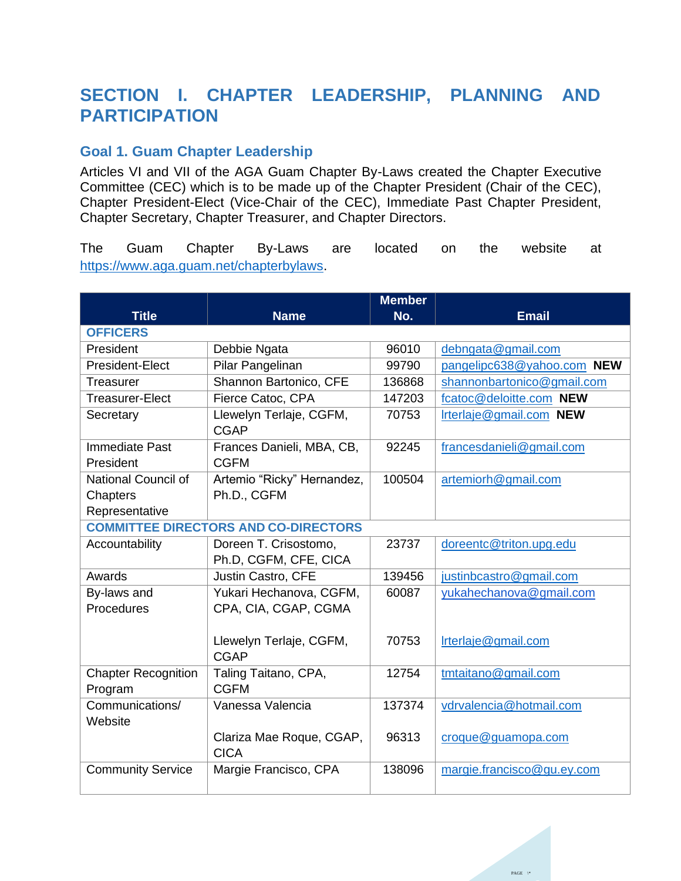# SECTION I. CHAPTER LEADERSHIP, PLANNING AND PARTICIPATION

## Goal 1. Guam Chapter Leadership

Articles VI and VII of the AGA Guam Chapter By-Laws created the Chapter Executive Committee (CEC) which is to be made up of the Chapter President (Chair of the CEC), Chapter President-Elect (Vice-Chair of the CEC), Immediate Past Chapter President, Chapter Secretary, Chapter Treasurer, and Chapter Directors.

The Guam Chapter By-Laws are located on the website at https://www.aga.guam.net/chapterbylaws.

| Title | Name | Member No. | Email |
|---|---|---|---|
| **OFFICERS** | | | |
| President | Debbie Ngata | 96010 | debngata@gmail.com |
| President-Elect | Pilar Pangelinan | 99790 | pangelipc638@yahoo.com **NEW** |
| Treasurer | Shannon Bartonico, CFE | 136868 | shannonbartonico@gmail.com |
| Treasurer-Elect | Fierce Catoc, CPA | 147203 | fcatoc@deloitte.com **NEW** |
| Secretary | Llewelyn Terlaje, CGFM, CGAP | 70753 | lrterlaje@gmail.com **NEW** |
| Immediate Past President | Frances Danieli, MBA, CB, CGFM | 92245 | francesdanieli@gmail.com |
| National Council of Chapters Representative | Artemio "Ricky" Hernandez, Ph.D., CGFM | 100504 | artemiorh@gmail.com |
| **COMMITTEE DIRECTORS AND CO-DIRECTORS** | | | |
| Accountability | Doreen T. Crisostomo, Ph.D, CGFM, CFE, CICA | 23737 | doreentc@triton.upg.edu |
| Awards | Justin Castro, CFE | 139456 | justinbcastro@gmail.com |
| By-laws and Procedures | Yukari Hechanova, CGFM, CPA, CIA, CGAP, CGMA<br><br>Llewelyn Terlaje, CGFM, CGAP | 60087<br><br>70753 | yukahechanova@gmail.com<br><br>lrterlaje@gmail.com |
| Chapter Recognition Program | Taling Taitano, CPA, CGFM | 12754 | tmtaitano@gmail.com |
| Communications/ Website | Vanessa Valencia<br><br>Clariza Mae Roque, CGAP, CICA | 137374<br><br>96313 | vdrvalencia@hotmail.com<br><br>croque@guamopa.com |
| Community Service | Margie Francisco, CPA | 138096 | margie.francisco@gu.ey.com |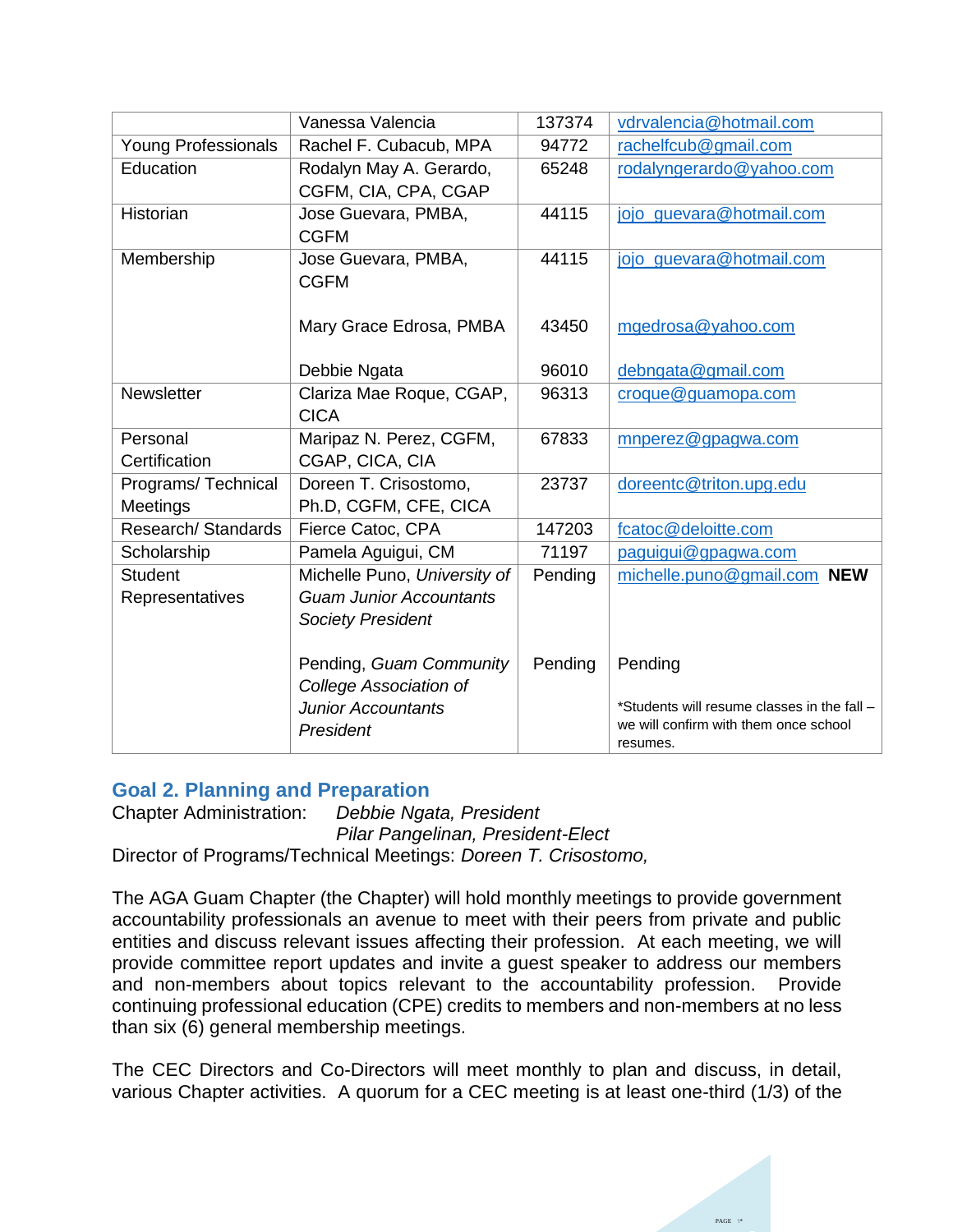| | | | |
|---|---|---|---|
| | Vanessa Valencia | 137374 | vdrvalencia@hotmail.com |
| Young Professionals | Rachel F. Cubacub, MPA | 94772 | rachelfcub@gmail.com |
| Education | Rodalyn May A. Gerardo, CGFM, CIA, CPA, CGAP | 65248 | rodalyngerardo@yahoo.com |
| Historian | Jose Guevara, PMBA, CGFM | 44115 | jojo_guevara@hotmail.com |
| Membership | Jose Guevara, PMBA, CGFM<br><br>Mary Grace Edrosa, PMBA<br><br>Debbie Ngata | 44115<br><br>43450<br><br>96010 | jojo_guevara@hotmail.com<br><br>mgedrosa@yahoo.com<br><br>debngata@gmail.com |
| Newsletter | Clariza Mae Roque, CGAP, CICA | 96313 | croque@guamopa.com |
| Personal Certification | Maripaz N. Perez, CGFM, CGAP, CICA, CIA | 67833 | mnperez@gpagwa.com |
| Programs/ Technical Meetings | Doreen T. Crisostomo, Ph.D, CGFM, CFE, CICA | 23737 | doreentc@triton.upg.edu |
| Research/ Standards | Fierce Catoc, CPA | 147203 | fcatoc@deloitte.com |
| Scholarship | Pamela Aguigui, CM | 71197 | paguigui@gpagwa.com |
| Student Representatives | Michelle Puno, *University of Guam Junior Accountants Society President*<br><br>Pending, *Guam Community College Association of Junior Accountants President* | Pending<br><br>Pending | michelle.puno@gmail.com **NEW**<br><br>Pending<br><br>*Students will resume classes in the fall – we will confirm with them once school resumes. |

## Goal 2. Planning and Preparation

Chapter Administration: *Debbie Ngata, President*
*Pilar Pangelinan, President-Elect*
Director of Programs/Technical Meetings: *Doreen T. Crisostomo,*

The AGA Guam Chapter (the Chapter) will hold monthly meetings to provide government accountability professionals an avenue to meet with their peers from private and public entities and discuss relevant issues affecting their profession. At each meeting, we will provide committee report updates and invite a guest speaker to address our members and non-members about topics relevant to the accountability profession. Provide continuing professional education (CPE) credits to members and non-members at no less than six (6) general membership meetings.

The CEC Directors and Co-Directors will meet monthly to plan and discuss, in detail, various Chapter activities. A quorum for a CEC meeting is at least one-third (1/3) of the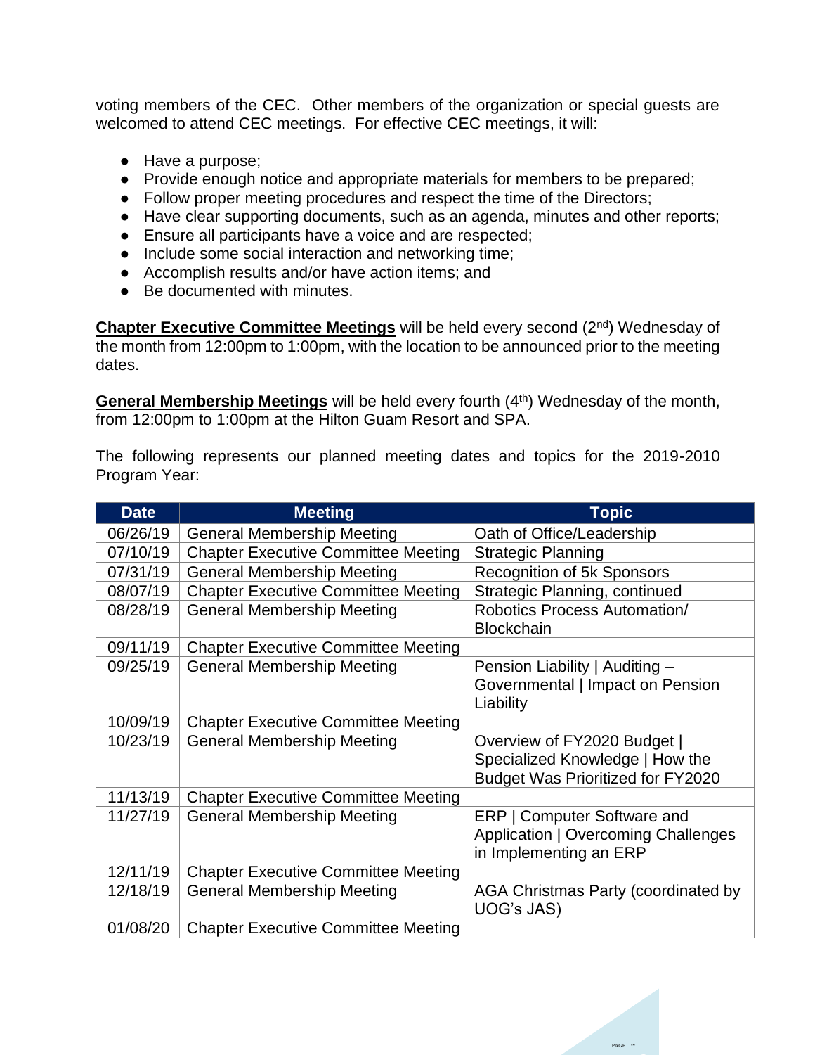voting members of the CEC. Other members of the organization or special guests are welcomed to attend CEC meetings. For effective CEC meetings, it will:

- Have a purpose;
- Provide enough notice and appropriate materials for members to be prepared;
- Follow proper meeting procedures and respect the time of the Directors;
- Have clear supporting documents, such as an agenda, minutes and other reports;
- Ensure all participants have a voice and are respected;
- Include some social interaction and networking time;
- Accomplish results and/or have action items; and
- Be documented with minutes.

**Chapter Executive Committee Meetings** will be held every second (2nd) Wednesday of the month from 12:00pm to 1:00pm, with the location to be announced prior to the meeting dates.

**General Membership Meetings** will be held every fourth (4th) Wednesday of the month, from 12:00pm to 1:00pm at the Hilton Guam Resort and SPA.

The following represents our planned meeting dates and topics for the 2019-2010 Program Year:

| Date | Meeting | Topic |
|---|---|---|
| 06/26/19 | General Membership Meeting | Oath of Office/Leadership |
| 07/10/19 | Chapter Executive Committee Meeting | Strategic Planning |
| 07/31/19 | General Membership Meeting | Recognition of 5k Sponsors |
| 08/07/19 | Chapter Executive Committee Meeting | Strategic Planning, continued |
| 08/28/19 | General Membership Meeting | Robotics Process Automation/ Blockchain |
| 09/11/19 | Chapter Executive Committee Meeting | |
| 09/25/19 | General Membership Meeting | Pension Liability \| Auditing – Governmental \| Impact on Pension Liability |
| 10/09/19 | Chapter Executive Committee Meeting | |
| 10/23/19 | General Membership Meeting | Overview of FY2020 Budget \| Specialized Knowledge \| How the Budget Was Prioritized for FY2020 |
| 11/13/19 | Chapter Executive Committee Meeting | |
| 11/27/19 | General Membership Meeting | ERP \| Computer Software and Application \| Overcoming Challenges in Implementing an ERP |
| 12/11/19 | Chapter Executive Committee Meeting | |
| 12/18/19 | General Membership Meeting | AGA Christmas Party (coordinated by UOG's JAS) |
| 01/08/20 | Chapter Executive Committee Meeting | |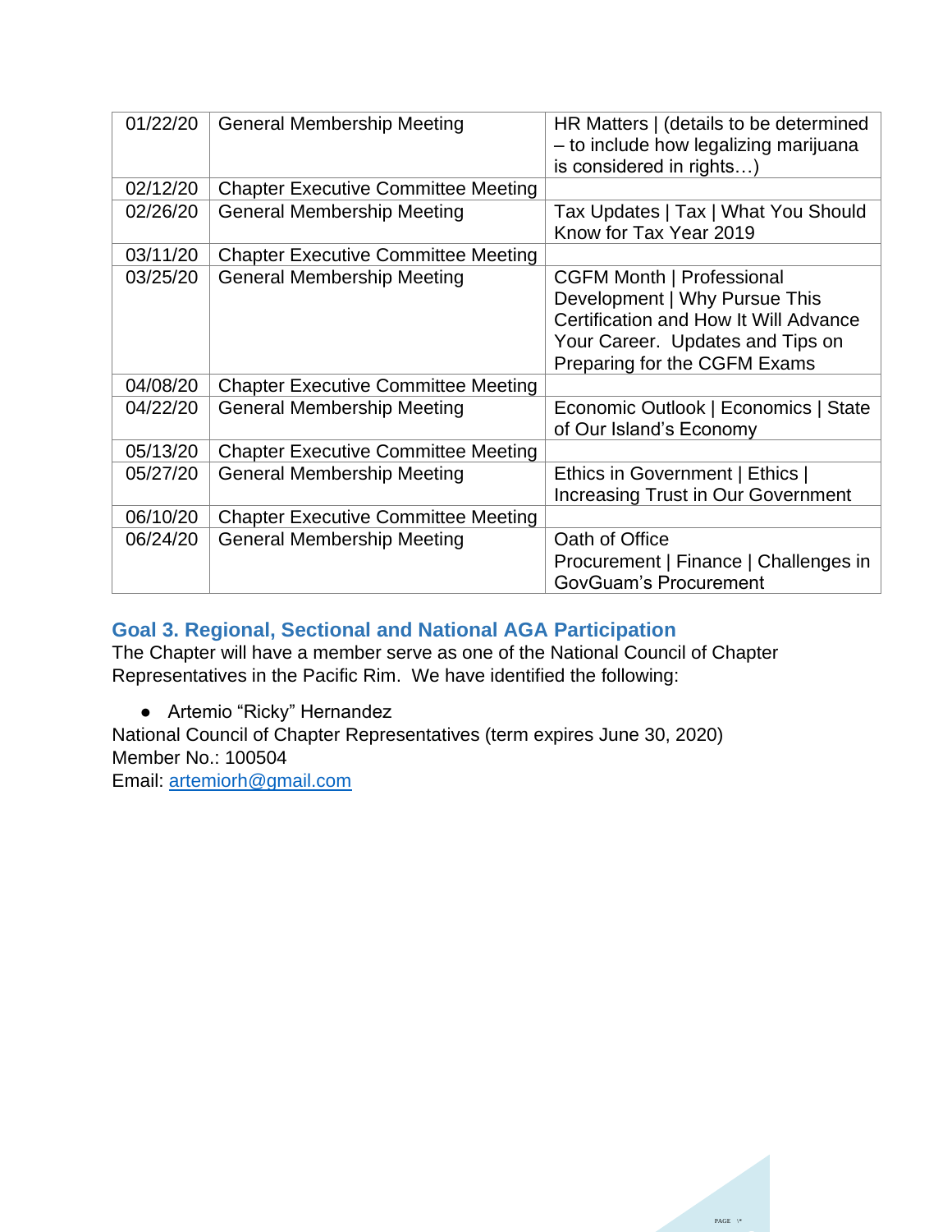| 01/22/20 | General Membership Meeting | HR Matters \| (details to be determined – to include how legalizing marijuana is considered in rights…) |
|---|---|---|
| 02/12/20 | Chapter Executive Committee Meeting | |
| 02/26/20 | General Membership Meeting | Tax Updates \| Tax \| What You Should Know for Tax Year 2019 |
| 03/11/20 | Chapter Executive Committee Meeting | |
| 03/25/20 | General Membership Meeting | CGFM Month \| Professional Development \| Why Pursue This Certification and How It Will Advance Your Career. Updates and Tips on Preparing for the CGFM Exams |
| 04/08/20 | Chapter Executive Committee Meeting | |
| 04/22/20 | General Membership Meeting | Economic Outlook \| Economics \| State of Our Island's Economy |
| 05/13/20 | Chapter Executive Committee Meeting | |
| 05/27/20 | General Membership Meeting | Ethics in Government \| Ethics \| Increasing Trust in Our Government |
| 06/10/20 | Chapter Executive Committee Meeting | |
| 06/24/20 | General Membership Meeting | Oath of Office<br>Procurement \| Finance \| Challenges in GovGuam's Procurement |

## Goal 3. Regional, Sectional and National AGA Participation

The Chapter will have a member serve as one of the National Council of Chapter Representatives in the Pacific Rim. We have identified the following:

- Artemio "Ricky" Hernandez

National Council of Chapter Representatives (term expires June 30, 2020)
Member No.: 100504
Email: artemiorh@gmail.com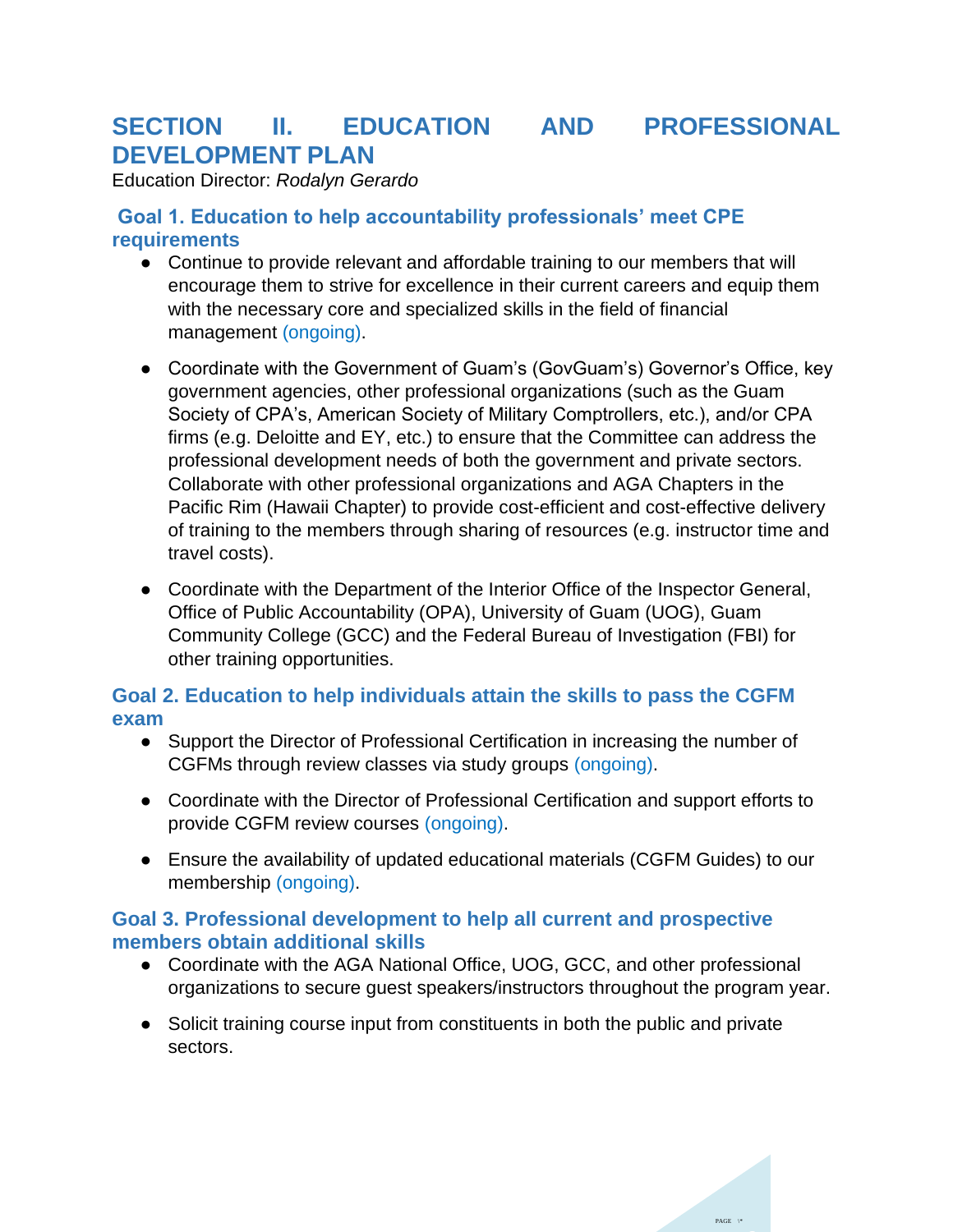# SECTION II. EDUCATION AND PROFESSIONAL DEVELOPMENT PLAN

Education Director: *Rodalyn Gerardo*

## Goal 1. Education to help accountability professionals' meet CPE requirements

- Continue to provide relevant and affordable training to our members that will encourage them to strive for excellence in their current careers and equip them with the necessary core and specialized skills in the field of financial management (ongoing).
- Coordinate with the Government of Guam's (GovGuam's) Governor's Office, key government agencies, other professional organizations (such as the Guam Society of CPA's, American Society of Military Comptrollers, etc.), and/or CPA firms (e.g. Deloitte and EY, etc.) to ensure that the Committee can address the professional development needs of both the government and private sectors. Collaborate with other professional organizations and AGA Chapters in the Pacific Rim (Hawaii Chapter) to provide cost-efficient and cost-effective delivery of training to the members through sharing of resources (e.g. instructor time and travel costs).
- Coordinate with the Department of the Interior Office of the Inspector General, Office of Public Accountability (OPA), University of Guam (UOG), Guam Community College (GCC) and the Federal Bureau of Investigation (FBI) for other training opportunities.

## Goal 2. Education to help individuals attain the skills to pass the CGFM exam

- Support the Director of Professional Certification in increasing the number of CGFMs through review classes via study groups (ongoing).
- Coordinate with the Director of Professional Certification and support efforts to provide CGFM review courses (ongoing).
- Ensure the availability of updated educational materials (CGFM Guides) to our membership (ongoing).

## Goal 3. Professional development to help all current and prospective members obtain additional skills

- Coordinate with the AGA National Office, UOG, GCC, and other professional organizations to secure guest speakers/instructors throughout the program year.
- Solicit training course input from constituents in both the public and private sectors.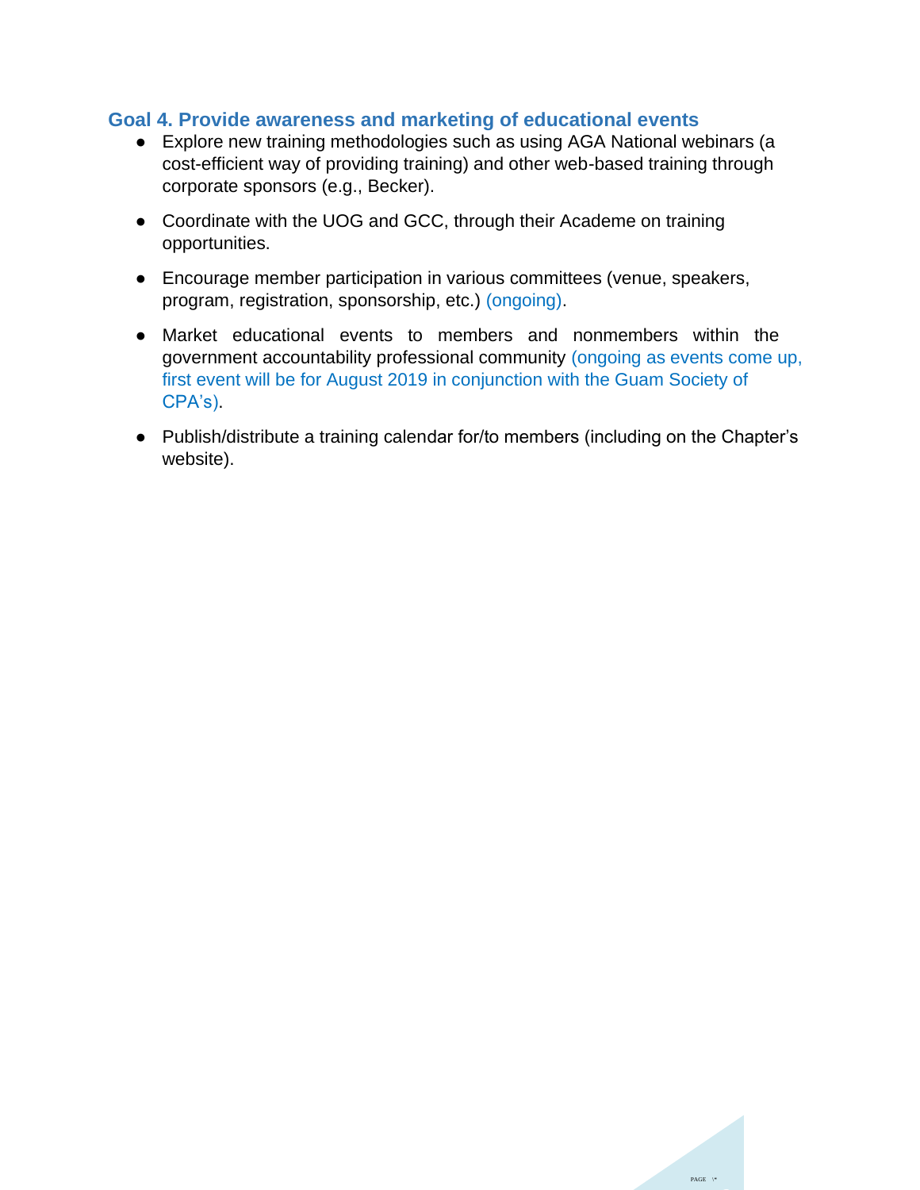### Goal 4. Provide awareness and marketing of educational events

- Explore new training methodologies such as using AGA National webinars (a cost-efficient way of providing training) and other web-based training through corporate sponsors (e.g., Becker).
- Coordinate with the UOG and GCC, through their Academe on training opportunities.
- Encourage member participation in various committees (venue, speakers, program, registration, sponsorship, etc.) (ongoing).
- Market educational events to members and nonmembers within the government accountability professional community (ongoing as events come up, first event will be for August 2019 in conjunction with the Guam Society of CPA's).
- Publish/distribute a training calendar for/to members (including on the Chapter's website).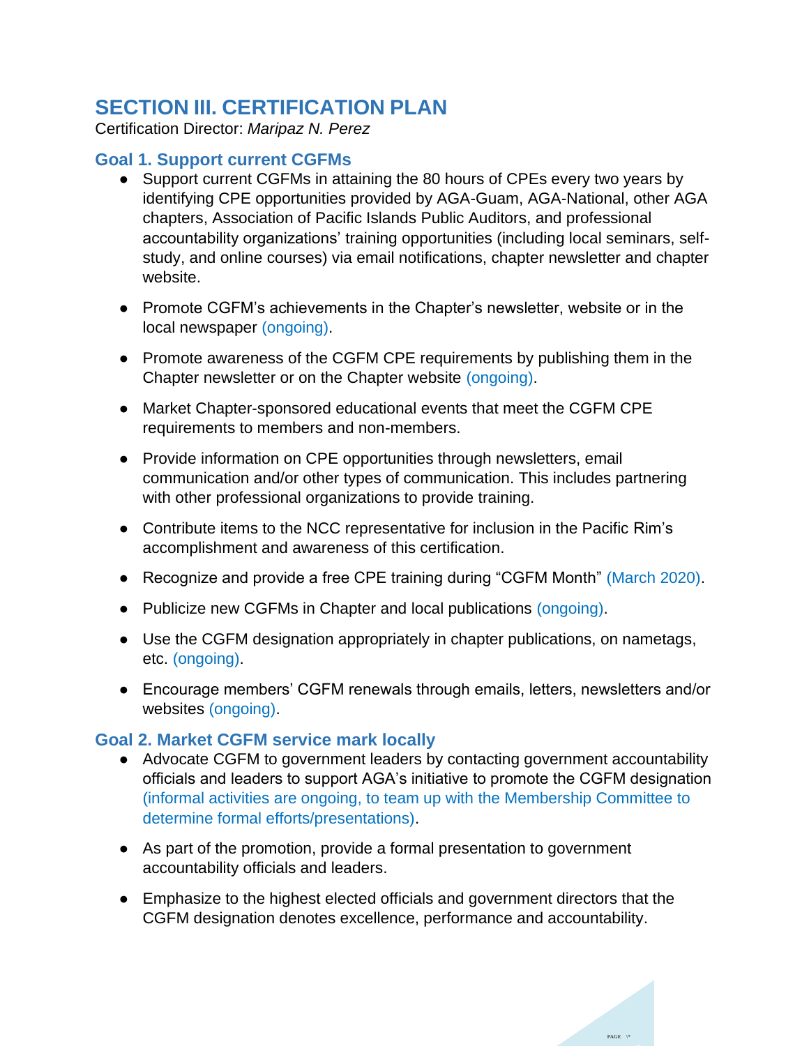# SECTION III. CERTIFICATION PLAN

Certification Director: *Maripaz N. Perez*

## Goal 1. Support current CGFMs

- Support current CGFMs in attaining the 80 hours of CPEs every two years by identifying CPE opportunities provided by AGA-Guam, AGA-National, other AGA chapters, Association of Pacific Islands Public Auditors, and professional accountability organizations' training opportunities (including local seminars, self-study, and online courses) via email notifications, chapter newsletter and chapter website.

- Promote CGFM's achievements in the Chapter's newsletter, website or in the local newspaper (ongoing).

- Promote awareness of the CGFM CPE requirements by publishing them in the Chapter newsletter or on the Chapter website (ongoing).

- Market Chapter-sponsored educational events that meet the CGFM CPE requirements to members and non-members.

- Provide information on CPE opportunities through newsletters, email communication and/or other types of communication. This includes partnering with other professional organizations to provide training.

- Contribute items to the NCC representative for inclusion in the Pacific Rim's accomplishment and awareness of this certification.

- Recognize and provide a free CPE training during "CGFM Month" (March 2020).

- Publicize new CGFMs in Chapter and local publications (ongoing).

- Use the CGFM designation appropriately in chapter publications, on nametags, etc. (ongoing).

- Encourage members' CGFM renewals through emails, letters, newsletters and/or websites (ongoing).

## Goal 2. Market CGFM service mark locally

- Advocate CGFM to government leaders by contacting government accountability officials and leaders to support AGA's initiative to promote the CGFM designation (informal activities are ongoing, to team up with the Membership Committee to determine formal efforts/presentations).

- As part of the promotion, provide a formal presentation to government accountability officials and leaders.

- Emphasize to the highest elected officials and government directors that the CGFM designation denotes excellence, performance and accountability.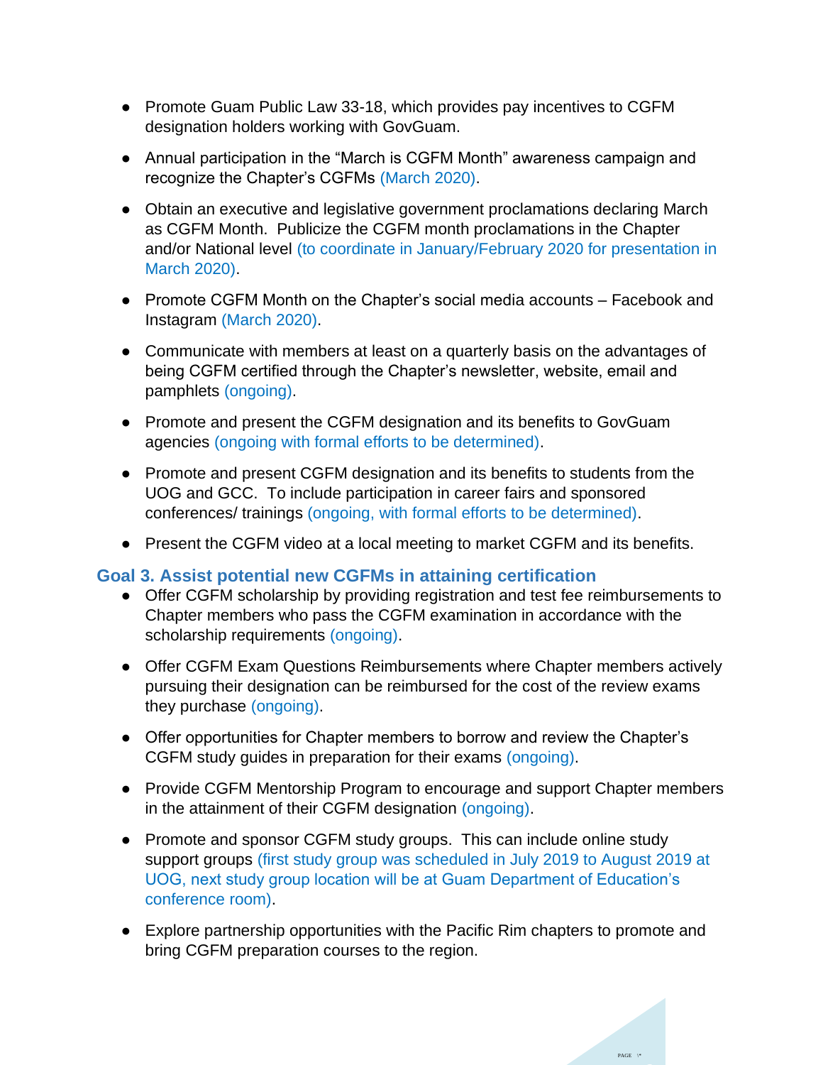- Promote Guam Public Law 33-18, which provides pay incentives to CGFM designation holders working with GovGuam.
- Annual participation in the "March is CGFM Month" awareness campaign and recognize the Chapter's CGFMs (March 2020).
- Obtain an executive and legislative government proclamations declaring March as CGFM Month. Publicize the CGFM month proclamations in the Chapter and/or National level (to coordinate in January/February 2020 for presentation in March 2020).
- Promote CGFM Month on the Chapter's social media accounts – Facebook and Instagram (March 2020).
- Communicate with members at least on a quarterly basis on the advantages of being CGFM certified through the Chapter's newsletter, website, email and pamphlets (ongoing).
- Promote and present the CGFM designation and its benefits to GovGuam agencies (ongoing with formal efforts to be determined).
- Promote and present CGFM designation and its benefits to students from the UOG and GCC. To include participation in career fairs and sponsored conferences/ trainings (ongoing, with formal efforts to be determined).
- Present the CGFM video at a local meeting to market CGFM and its benefits.

### Goal 3. Assist potential new CGFMs in attaining certification

- Offer CGFM scholarship by providing registration and test fee reimbursements to Chapter members who pass the CGFM examination in accordance with the scholarship requirements (ongoing).
- Offer CGFM Exam Questions Reimbursements where Chapter members actively pursuing their designation can be reimbursed for the cost of the review exams they purchase (ongoing).
- Offer opportunities for Chapter members to borrow and review the Chapter's CGFM study guides in preparation for their exams (ongoing).
- Provide CGFM Mentorship Program to encourage and support Chapter members in the attainment of their CGFM designation (ongoing).
- Promote and sponsor CGFM study groups. This can include online study support groups (first study group was scheduled in July 2019 to August 2019 at UOG, next study group location will be at Guam Department of Education's conference room).
- Explore partnership opportunities with the Pacific Rim chapters to promote and bring CGFM preparation courses to the region.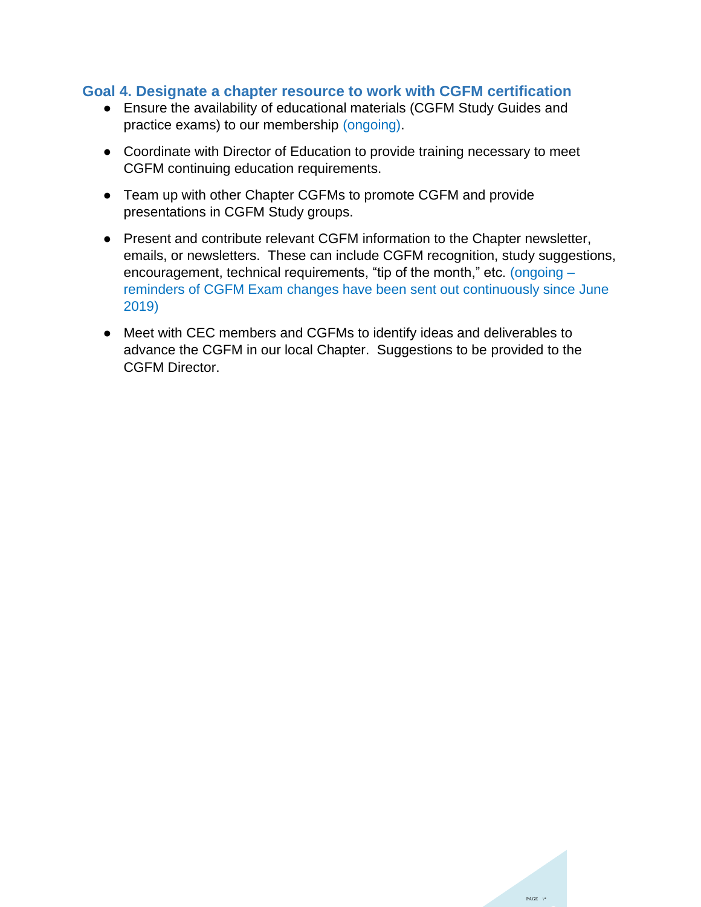### Goal 4. Designate a chapter resource to work with CGFM certification

- Ensure the availability of educational materials (CGFM Study Guides and practice exams) to our membership (ongoing).
- Coordinate with Director of Education to provide training necessary to meet CGFM continuing education requirements.
- Team up with other Chapter CGFMs to promote CGFM and provide presentations in CGFM Study groups.
- Present and contribute relevant CGFM information to the Chapter newsletter, emails, or newsletters. These can include CGFM recognition, study suggestions, encouragement, technical requirements, "tip of the month," etc. (ongoing – reminders of CGFM Exam changes have been sent out continuously since June 2019)
- Meet with CEC members and CGFMs to identify ideas and deliverables to advance the CGFM in our local Chapter. Suggestions to be provided to the CGFM Director.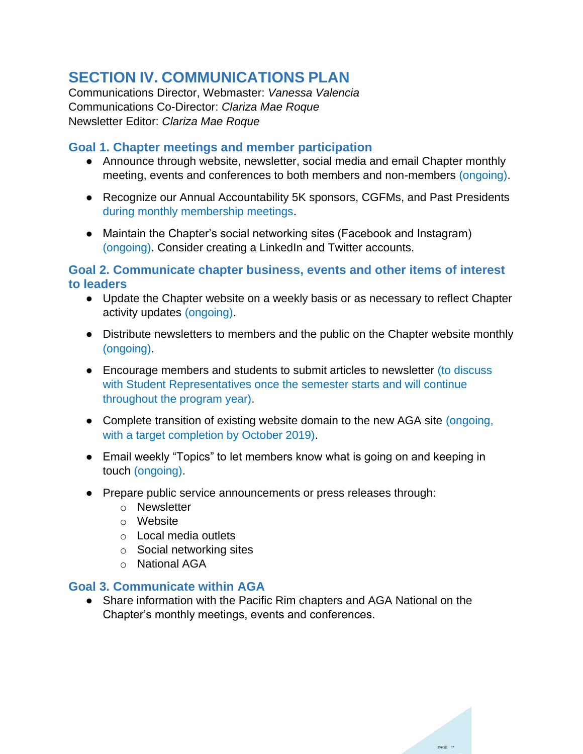# SECTION IV. COMMUNICATIONS PLAN

Communications Director, Webmaster: *Vanessa Valencia*
Communications Co-Director: *Clariza Mae Roque*
Newsletter Editor: *Clariza Mae Roque*

## Goal 1. Chapter meetings and member participation

- Announce through website, newsletter, social media and email Chapter monthly meeting, events and conferences to both members and non-members (ongoing).
- Recognize our Annual Accountability 5K sponsors, CGFMs, and Past Presidents during monthly membership meetings.
- Maintain the Chapter's social networking sites (Facebook and Instagram) (ongoing). Consider creating a LinkedIn and Twitter accounts.

## Goal 2. Communicate chapter business, events and other items of interest to leaders

- Update the Chapter website on a weekly basis or as necessary to reflect Chapter activity updates (ongoing).
- Distribute newsletters to members and the public on the Chapter website monthly (ongoing).
- Encourage members and students to submit articles to newsletter (to discuss with Student Representatives once the semester starts and will continue throughout the program year).
- Complete transition of existing website domain to the new AGA site (ongoing, with a target completion by October 2019).
- Email weekly "Topics" to let members know what is going on and keeping in touch (ongoing).
- Prepare public service announcements or press releases through:
  - Newsletter
  - Website
  - Local media outlets
  - Social networking sites
  - National AGA

## Goal 3. Communicate within AGA

- Share information with the Pacific Rim chapters and AGA National on the Chapter's monthly meetings, events and conferences.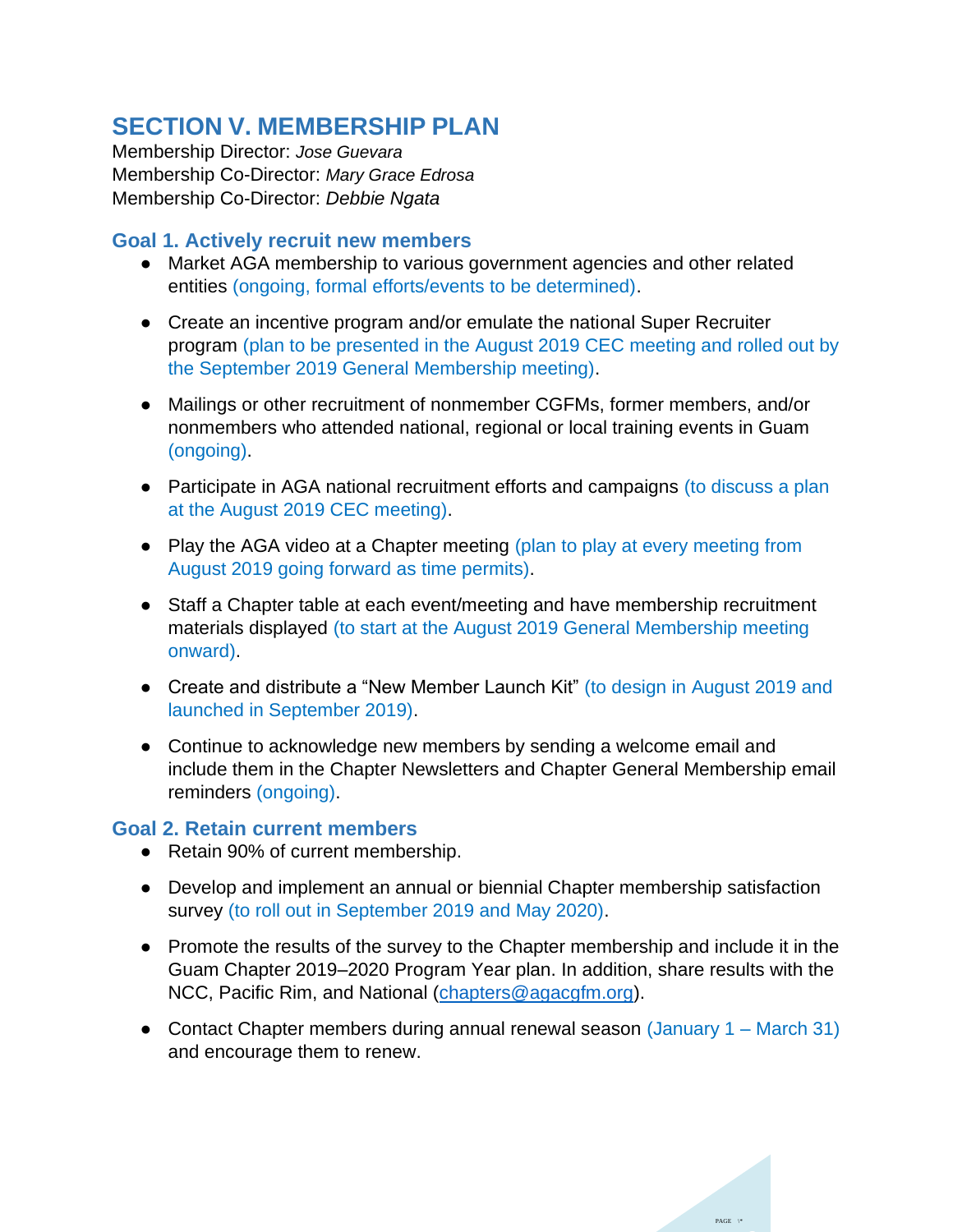# SECTION V. MEMBERSHIP PLAN

Membership Director: *Jose Guevara*
Membership Co-Director: *Mary Grace Edrosa*
Membership Co-Director: *Debbie Ngata*

## Goal 1. Actively recruit new members

- Market AGA membership to various government agencies and other related entities (ongoing, formal efforts/events to be determined).
- Create an incentive program and/or emulate the national Super Recruiter program (plan to be presented in the August 2019 CEC meeting and rolled out by the September 2019 General Membership meeting).
- Mailings or other recruitment of nonmember CGFMs, former members, and/or nonmembers who attended national, regional or local training events in Guam (ongoing).
- Participate in AGA national recruitment efforts and campaigns (to discuss a plan at the August 2019 CEC meeting).
- Play the AGA video at a Chapter meeting (plan to play at every meeting from August 2019 going forward as time permits).
- Staff a Chapter table at each event/meeting and have membership recruitment materials displayed (to start at the August 2019 General Membership meeting onward).
- Create and distribute a "New Member Launch Kit" (to design in August 2019 and launched in September 2019).
- Continue to acknowledge new members by sending a welcome email and include them in the Chapter Newsletters and Chapter General Membership email reminders (ongoing).

## Goal 2. Retain current members

- Retain 90% of current membership.
- Develop and implement an annual or biennial Chapter membership satisfaction survey (to roll out in September 2019 and May 2020).
- Promote the results of the survey to the Chapter membership and include it in the Guam Chapter 2019–2020 Program Year plan. In addition, share results with the NCC, Pacific Rim, and National (chapters@agacgfm.org).
- Contact Chapter members during annual renewal season (January 1 – March 31) and encourage them to renew.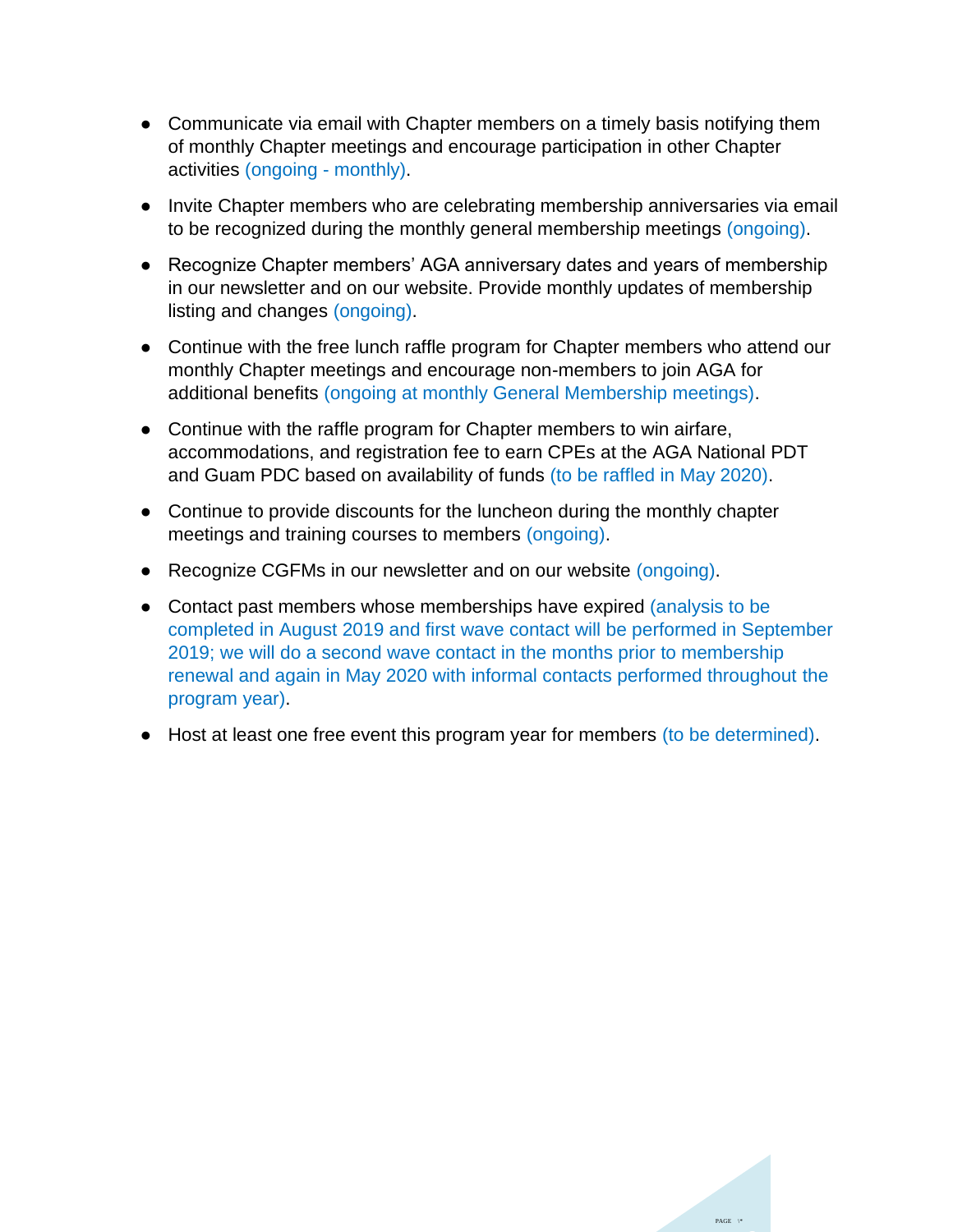- Communicate via email with Chapter members on a timely basis notifying them of monthly Chapter meetings and encourage participation in other Chapter activities (ongoing - monthly).
- Invite Chapter members who are celebrating membership anniversaries via email to be recognized during the monthly general membership meetings (ongoing).
- Recognize Chapter members' AGA anniversary dates and years of membership in our newsletter and on our website. Provide monthly updates of membership listing and changes (ongoing).
- Continue with the free lunch raffle program for Chapter members who attend our monthly Chapter meetings and encourage non-members to join AGA for additional benefits (ongoing at monthly General Membership meetings).
- Continue with the raffle program for Chapter members to win airfare, accommodations, and registration fee to earn CPEs at the AGA National PDT and Guam PDC based on availability of funds (to be raffled in May 2020).
- Continue to provide discounts for the luncheon during the monthly chapter meetings and training courses to members (ongoing).
- Recognize CGFMs in our newsletter and on our website (ongoing).
- Contact past members whose memberships have expired (analysis to be completed in August 2019 and first wave contact will be performed in September 2019; we will do a second wave contact in the months prior to membership renewal and again in May 2020 with informal contacts performed throughout the program year).
- Host at least one free event this program year for members (to be determined).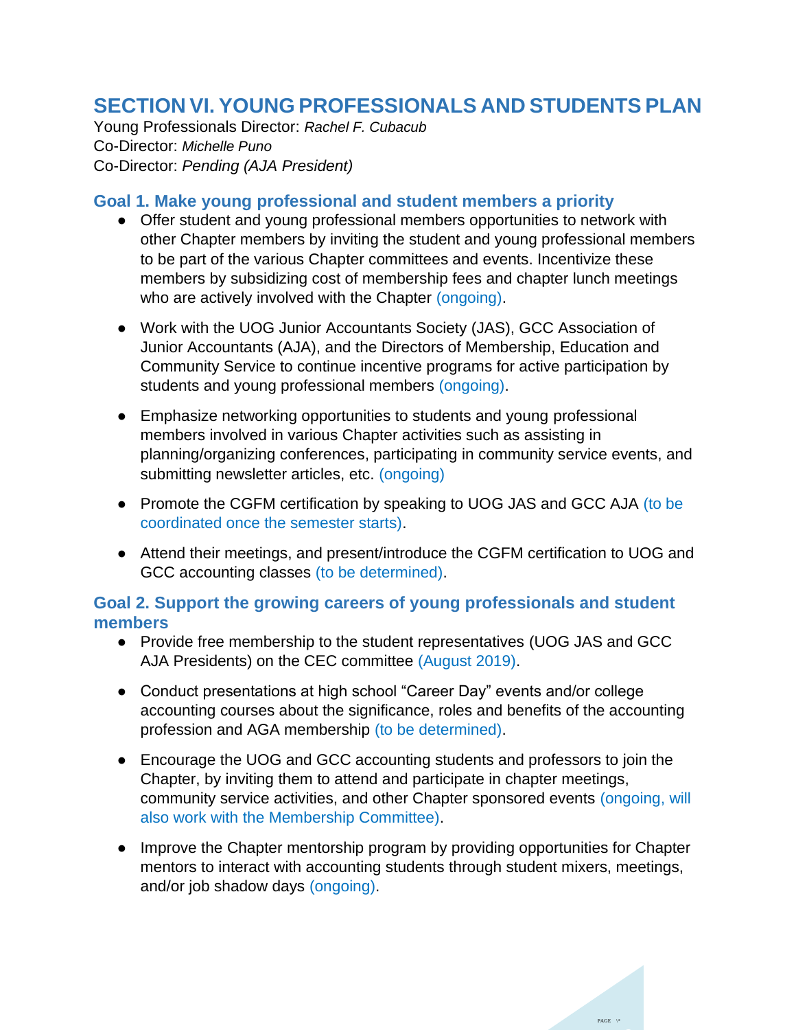## SECTION VI. YOUNG PROFESSIONALS AND STUDENTS PLAN

Young Professionals Director: *Rachel F. Cubacub*
Co-Director: *Michelle Puno*
Co-Director: *Pending (AJA President)*

### Goal 1. Make young professional and student members a priority

- Offer student and young professional members opportunities to network with other Chapter members by inviting the student and young professional members to be part of the various Chapter committees and events. Incentivize these members by subsidizing cost of membership fees and chapter lunch meetings who are actively involved with the Chapter (ongoing).

- Work with the UOG Junior Accountants Society (JAS), GCC Association of Junior Accountants (AJA), and the Directors of Membership, Education and Community Service to continue incentive programs for active participation by students and young professional members (ongoing).

- Emphasize networking opportunities to students and young professional members involved in various Chapter activities such as assisting in planning/organizing conferences, participating in community service events, and submitting newsletter articles, etc. (ongoing)

- Promote the CGFM certification by speaking to UOG JAS and GCC AJA (to be coordinated once the semester starts).

- Attend their meetings, and present/introduce the CGFM certification to UOG and GCC accounting classes (to be determined).

### Goal 2. Support the growing careers of young professionals and student members

- Provide free membership to the student representatives (UOG JAS and GCC AJA Presidents) on the CEC committee (August 2019).

- Conduct presentations at high school "Career Day" events and/or college accounting courses about the significance, roles and benefits of the accounting profession and AGA membership (to be determined).

- Encourage the UOG and GCC accounting students and professors to join the Chapter, by inviting them to attend and participate in chapter meetings, community service activities, and other Chapter sponsored events (ongoing, will also work with the Membership Committee).

- Improve the Chapter mentorship program by providing opportunities for Chapter mentors to interact with accounting students through student mixers, meetings, and/or job shadow days (ongoing).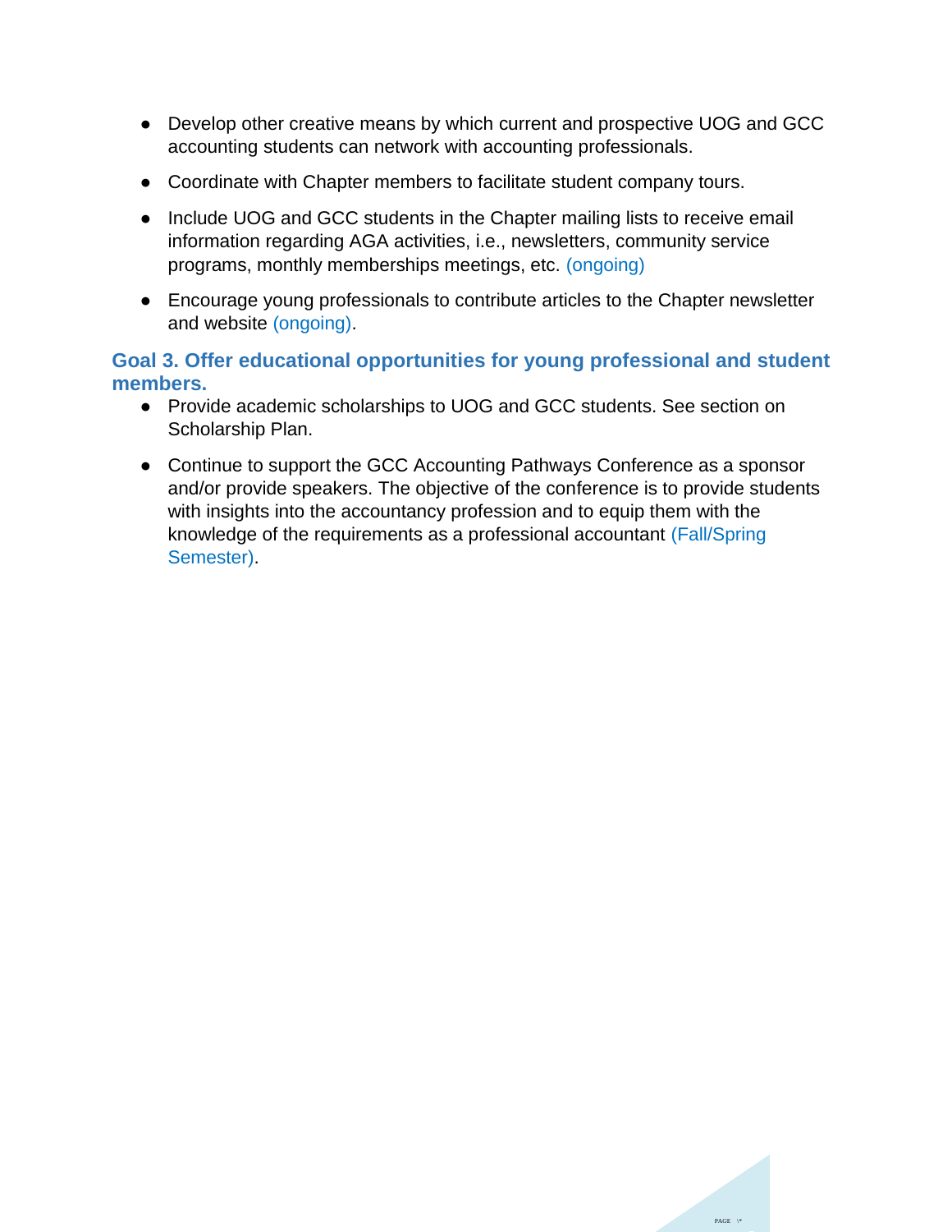- Develop other creative means by which current and prospective UOG and GCC accounting students can network with accounting professionals.
- Coordinate with Chapter members to facilitate student company tours.
- Include UOG and GCC students in the Chapter mailing lists to receive email information regarding AGA activities, i.e., newsletters, community service programs, monthly memberships meetings, etc. (ongoing)
- Encourage young professionals to contribute articles to the Chapter newsletter and website (ongoing).

### Goal 3. Offer educational opportunities for young professional and student members.

- Provide academic scholarships to UOG and GCC students. See section on Scholarship Plan.
- Continue to support the GCC Accounting Pathways Conference as a sponsor and/or provide speakers. The objective of the conference is to provide students with insights into the accountancy profession and to equip them with the knowledge of the requirements as a professional accountant (Fall/Spring Semester).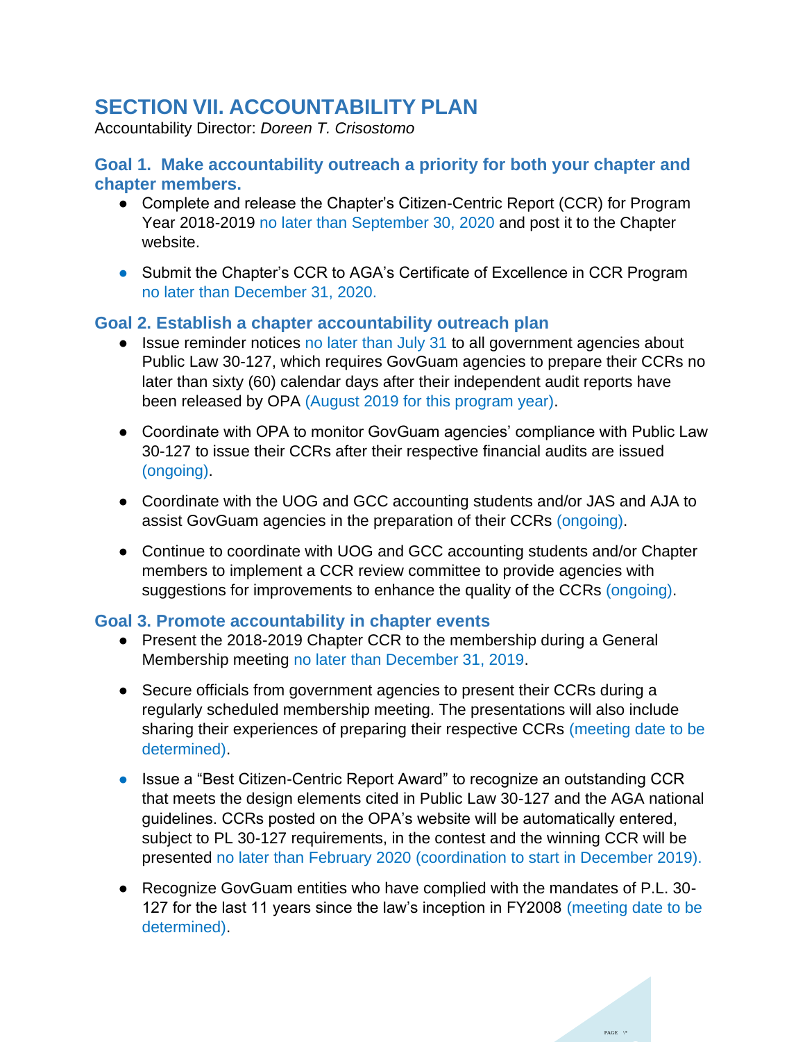# SECTION VII. ACCOUNTABILITY PLAN

Accountability Director: *Doreen T. Crisostomo*

## Goal 1. Make accountability outreach a priority for both your chapter and chapter members.

- Complete and release the Chapter's Citizen-Centric Report (CCR) for Program Year 2018-2019 no later than September 30, 2020 and post it to the Chapter website.
- Submit the Chapter's CCR to AGA's Certificate of Excellence in CCR Program no later than December 31, 2020.

## Goal 2. Establish a chapter accountability outreach plan

- Issue reminder notices no later than July 31 to all government agencies about Public Law 30-127, which requires GovGuam agencies to prepare their CCRs no later than sixty (60) calendar days after their independent audit reports have been released by OPA (August 2019 for this program year).
- Coordinate with OPA to monitor GovGuam agencies' compliance with Public Law 30-127 to issue their CCRs after their respective financial audits are issued (ongoing).
- Coordinate with the UOG and GCC accounting students and/or JAS and AJA to assist GovGuam agencies in the preparation of their CCRs (ongoing).
- Continue to coordinate with UOG and GCC accounting students and/or Chapter members to implement a CCR review committee to provide agencies with suggestions for improvements to enhance the quality of the CCRs (ongoing).

## Goal 3. Promote accountability in chapter events

- Present the 2018-2019 Chapter CCR to the membership during a General Membership meeting no later than December 31, 2019.
- Secure officials from government agencies to present their CCRs during a regularly scheduled membership meeting. The presentations will also include sharing their experiences of preparing their respective CCRs (meeting date to be determined).
- Issue a "Best Citizen-Centric Report Award" to recognize an outstanding CCR that meets the design elements cited in Public Law 30-127 and the AGA national guidelines. CCRs posted on the OPA's website will be automatically entered, subject to PL 30-127 requirements, in the contest and the winning CCR will be presented no later than February 2020 (coordination to start in December 2019).
- Recognize GovGuam entities who have complied with the mandates of P.L. 30-127 for the last 11 years since the law's inception in FY2008 (meeting date to be determined).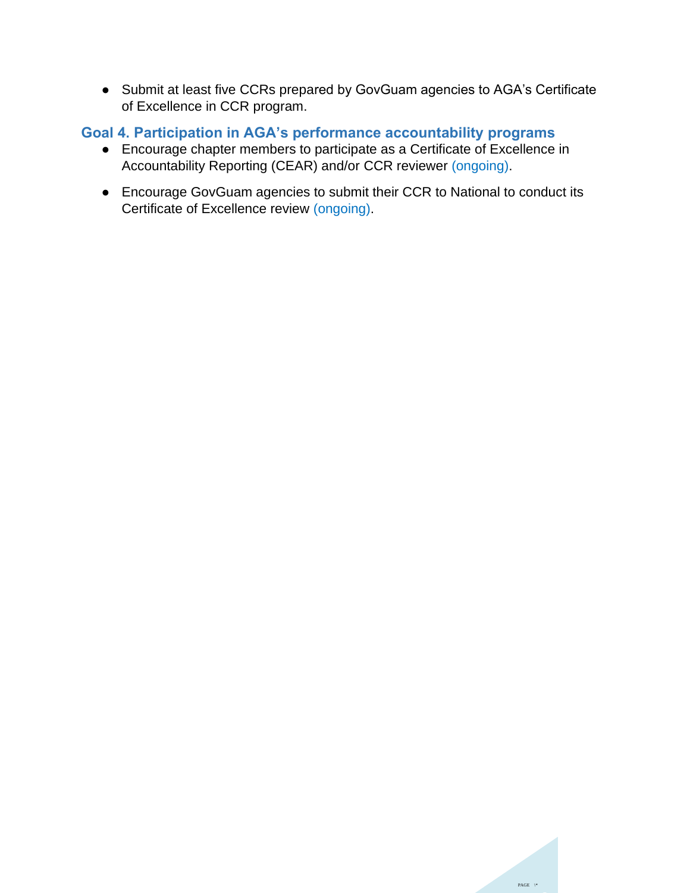- Submit at least five CCRs prepared by GovGuam agencies to AGA's Certificate of Excellence in CCR program.

## Goal 4. Participation in AGA's performance accountability programs

- Encourage chapter members to participate as a Certificate of Excellence in Accountability Reporting (CEAR) and/or CCR reviewer (ongoing).
- Encourage GovGuam agencies to submit their CCR to National to conduct its Certificate of Excellence review (ongoing).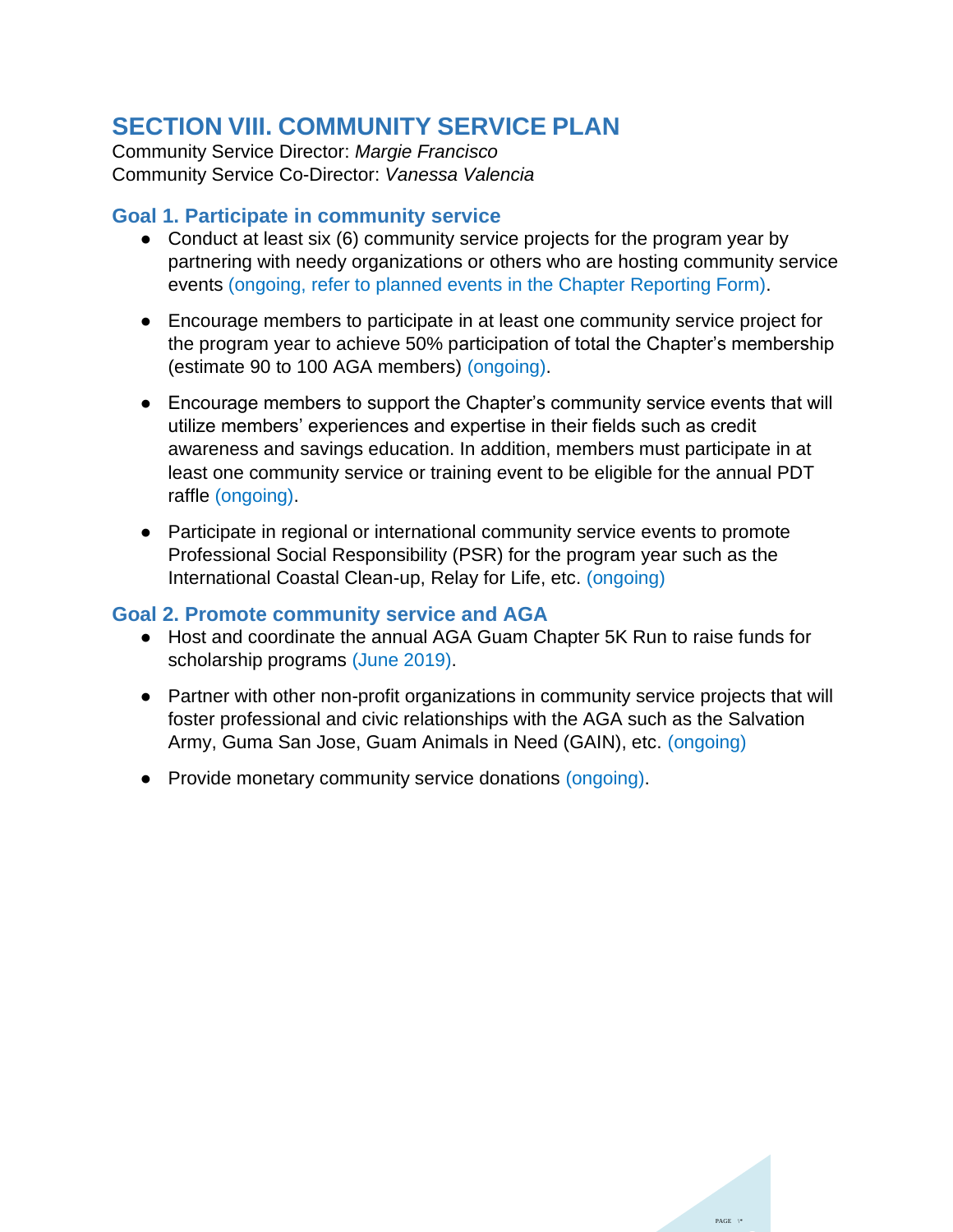## SECTION VIII. COMMUNITY SERVICE PLAN

Community Service Director: *Margie Francisco*
Community Service Co-Director: *Vanessa Valencia*

### Goal 1. Participate in community service

- Conduct at least six (6) community service projects for the program year by partnering with needy organizations or others who are hosting community service events (ongoing, refer to planned events in the Chapter Reporting Form).

- Encourage members to participate in at least one community service project for the program year to achieve 50% participation of total the Chapter's membership (estimate 90 to 100 AGA members) (ongoing).

- Encourage members to support the Chapter's community service events that will utilize members' experiences and expertise in their fields such as credit awareness and savings education. In addition, members must participate in at least one community service or training event to be eligible for the annual PDT raffle (ongoing).

- Participate in regional or international community service events to promote Professional Social Responsibility (PSR) for the program year such as the International Coastal Clean-up, Relay for Life, etc. (ongoing)

### Goal 2. Promote community service and AGA

- Host and coordinate the annual AGA Guam Chapter 5K Run to raise funds for scholarship programs (June 2019).

- Partner with other non-profit organizations in community service projects that will foster professional and civic relationships with the AGA such as the Salvation Army, Guma San Jose, Guam Animals in Need (GAIN), etc. (ongoing)

- Provide monetary community service donations (ongoing).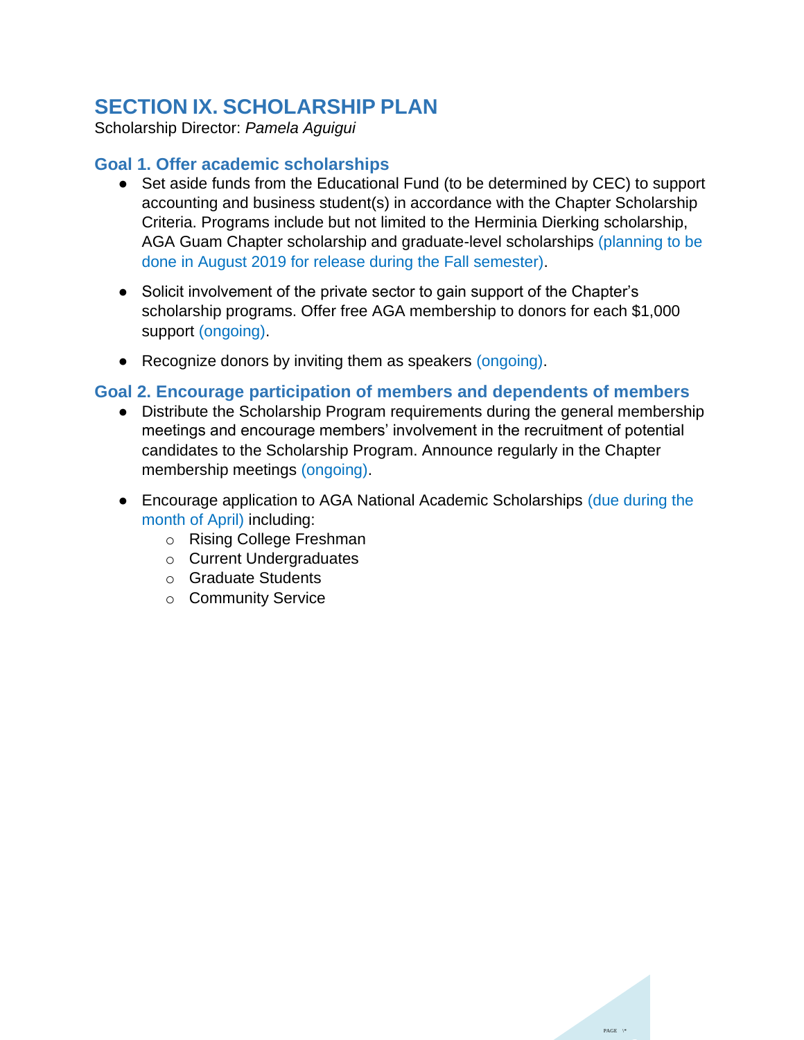# SECTION IX. SCHOLARSHIP PLAN

Scholarship Director: *Pamela Aguigui*

## Goal 1. Offer academic scholarships

- Set aside funds from the Educational Fund (to be determined by CEC) to support accounting and business student(s) in accordance with the Chapter Scholarship Criteria. Programs include but not limited to the Herminia Dierking scholarship, AGA Guam Chapter scholarship and graduate-level scholarships (planning to be done in August 2019 for release during the Fall semester).

- Solicit involvement of the private sector to gain support of the Chapter's scholarship programs. Offer free AGA membership to donors for each $1,000 support (ongoing).

- Recognize donors by inviting them as speakers (ongoing).

## Goal 2. Encourage participation of members and dependents of members

- Distribute the Scholarship Program requirements during the general membership meetings and encourage members' involvement in the recruitment of potential candidates to the Scholarship Program. Announce regularly in the Chapter membership meetings (ongoing).

- Encourage application to AGA National Academic Scholarships (due during the month of April) including:
  - Rising College Freshman
  - Current Undergraduates
  - Graduate Students
  - Community Service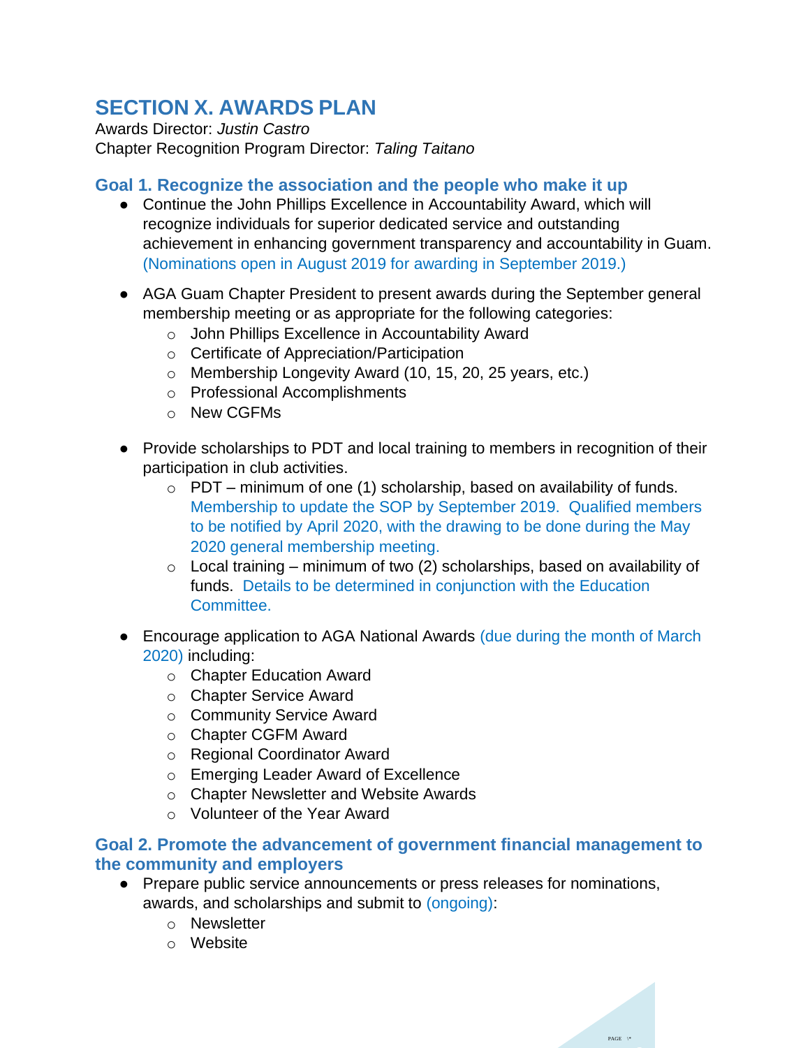# SECTION X. AWARDS PLAN

Awards Director: *Justin Castro*
Chapter Recognition Program Director: *Taling Taitano*

## Goal 1. Recognize the association and the people who make it up

- Continue the John Phillips Excellence in Accountability Award, which will recognize individuals for superior dedicated service and outstanding achievement in enhancing government transparency and accountability in Guam. (Nominations open in August 2019 for awarding in September 2019.)

- AGA Guam Chapter President to present awards during the September general membership meeting or as appropriate for the following categories:
    - John Phillips Excellence in Accountability Award
    - Certificate of Appreciation/Participation
    - Membership Longevity Award (10, 15, 20, 25 years, etc.)
    - Professional Accomplishments
    - New CGFMs

- Provide scholarships to PDT and local training to members in recognition of their participation in club activities.
    - PDT – minimum of one (1) scholarship, based on availability of funds. Membership to update the SOP by September 2019. Qualified members to be notified by April 2020, with the drawing to be done during the May 2020 general membership meeting.
    - Local training – minimum of two (2) scholarships, based on availability of funds. Details to be determined in conjunction with the Education Committee.

- Encourage application to AGA National Awards (due during the month of March 2020) including:
    - Chapter Education Award
    - Chapter Service Award
    - Community Service Award
    - Chapter CGFM Award
    - Regional Coordinator Award
    - Emerging Leader Award of Excellence
    - Chapter Newsletter and Website Awards
    - Volunteer of the Year Award

## Goal 2. Promote the advancement of government financial management to the community and employers

- Prepare public service announcements or press releases for nominations, awards, and scholarships and submit to (ongoing):
    - Newsletter
    - Website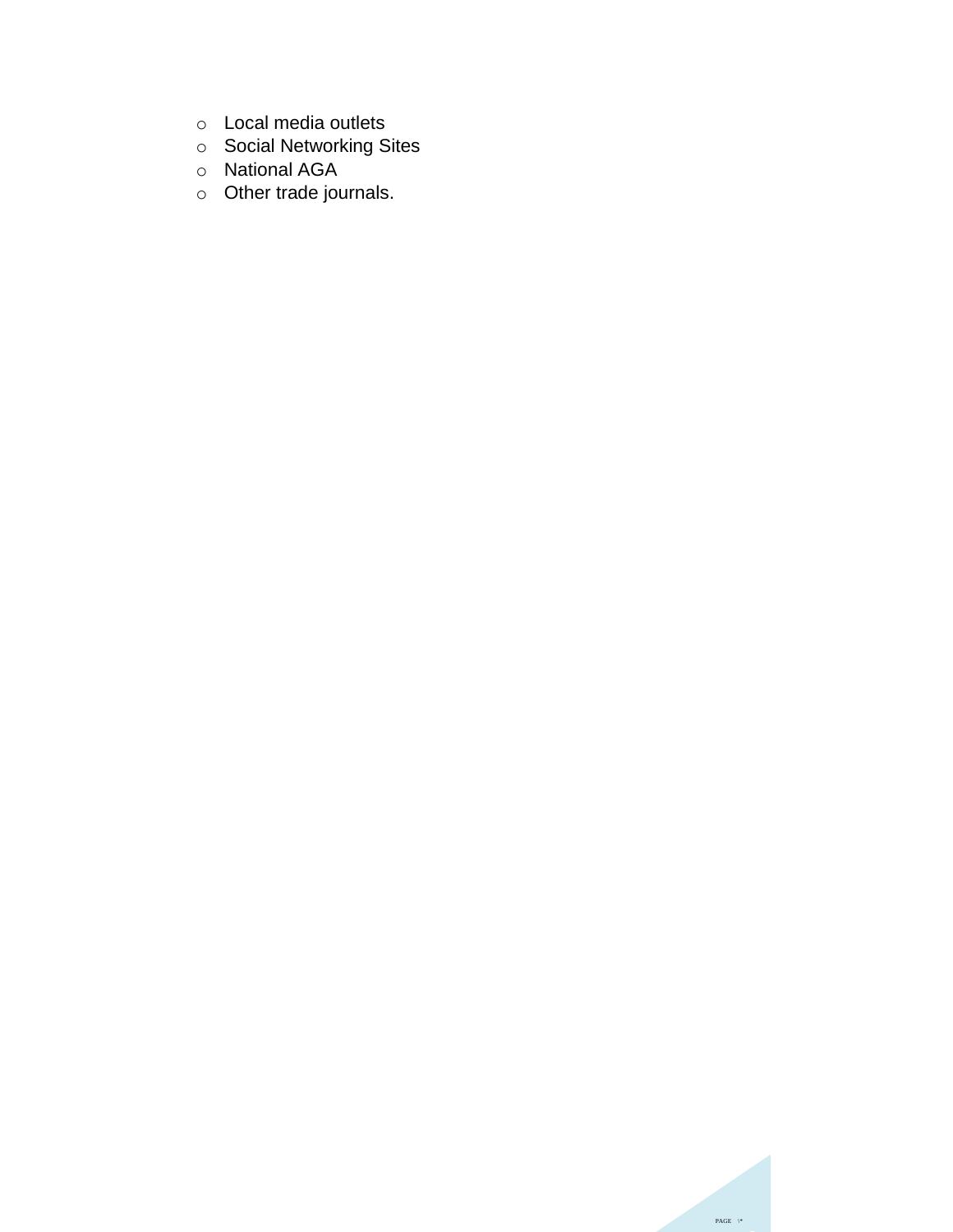- Local media outlets
- Social Networking Sites
- National AGA
- Other trade journals.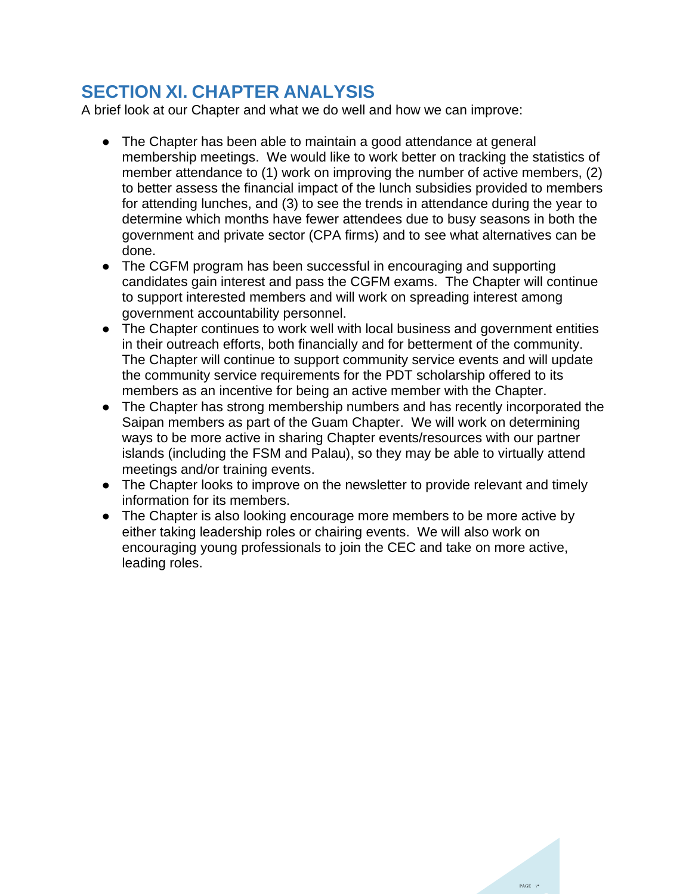## SECTION XI. CHAPTER ANALYSIS

A brief look at our Chapter and what we do well and how we can improve:

- The Chapter has been able to maintain a good attendance at general membership meetings. We would like to work better on tracking the statistics of member attendance to (1) work on improving the number of active members, (2) to better assess the financial impact of the lunch subsidies provided to members for attending lunches, and (3) to see the trends in attendance during the year to determine which months have fewer attendees due to busy seasons in both the government and private sector (CPA firms) and to see what alternatives can be done.
- The CGFM program has been successful in encouraging and supporting candidates gain interest and pass the CGFM exams. The Chapter will continue to support interested members and will work on spreading interest among government accountability personnel.
- The Chapter continues to work well with local business and government entities in their outreach efforts, both financially and for betterment of the community. The Chapter will continue to support community service events and will update the community service requirements for the PDT scholarship offered to its members as an incentive for being an active member with the Chapter.
- The Chapter has strong membership numbers and has recently incorporated the Saipan members as part of the Guam Chapter. We will work on determining ways to be more active in sharing Chapter events/resources with our partner islands (including the FSM and Palau), so they may be able to virtually attend meetings and/or training events.
- The Chapter looks to improve on the newsletter to provide relevant and timely information for its members.
- The Chapter is also looking encourage more members to be more active by either taking leadership roles or chairing events. We will also work on encouraging young professionals to join the CEC and take on more active, leading roles.